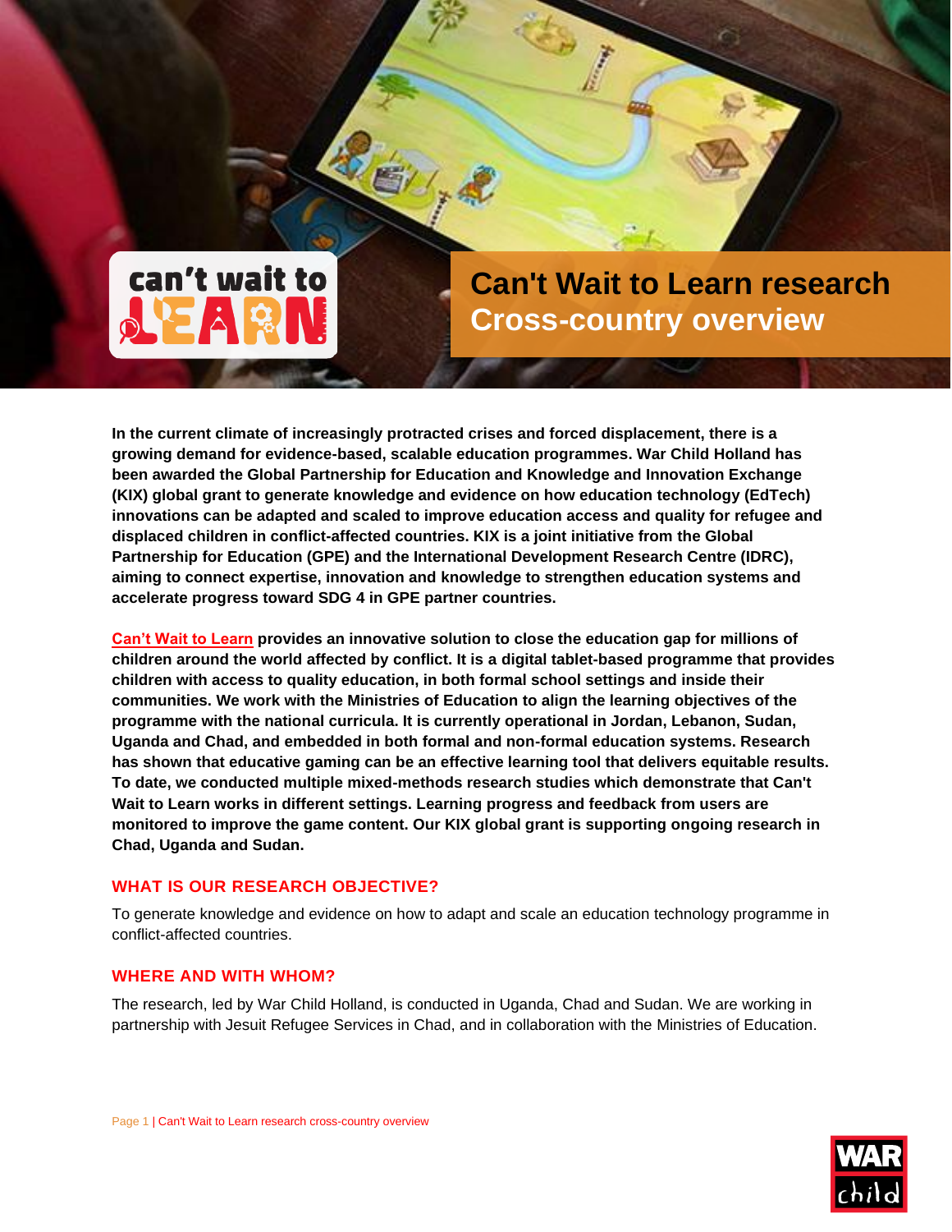# Can't Wait to Learn research Cross-country overview

**In the current climate of increasingly protracted crises and forced displacement, there is a growing demand for evidence-based, scalable education programmes. War Child Holland has been awarded the Global Partnership for Education and Knowledge and Innovation Exchange (KIX) global grant to generate knowledge and evidence on how education technology (EdTech) innovations can be adapted and scaled to improve education access and quality for refugee and displaced children in conflict-affected countries. KIX is a joint initiative from the Global Partnership for Education (GPE) and the International Development Research Centre (IDRC), aiming to connect expertise, innovation and knowledge to strengthen education systems and accelerate progress toward SDG 4 in GPE partner countries.**

**Can't Wait to Learn provides an innovative solution to close the education gap for millions of children around the world affected by conflict. It is a digital tablet-based programme that provides children with access to quality education, in both formal school settings and inside their communities. We work with the Ministries of Education to align the learning objectives of the programme with the national curricula. It is currently operational in Jordan, Lebanon, Sudan, Uganda and Chad, and embedded in both formal and non-formal education systems. Research has shown that educative gaming can be an effective learning tool that delivers equitable results. To date, we conducted multiple mixed-methods research studies which demonstrate that Can't Wait to Learn works in different settings. Learning progress and feedback from users are monitored to improve the game content. Our KIX global grant is supporting ongoing research in Chad, Uganda and Sudan.**

## WHAT IS OUR RESEARCH OBJECTIVE?

To generate knowledge and evidence on how to adapt and scale an education technology programme in conflict-affected countries.

## WHERE AND WITH WHOM?

The research, led by War Child Holland, is conducted in Uganda, Chad and Sudan. We are working in partnership with Jesuit Refugee Services in Chad, and in collaboration with the Ministries of Education.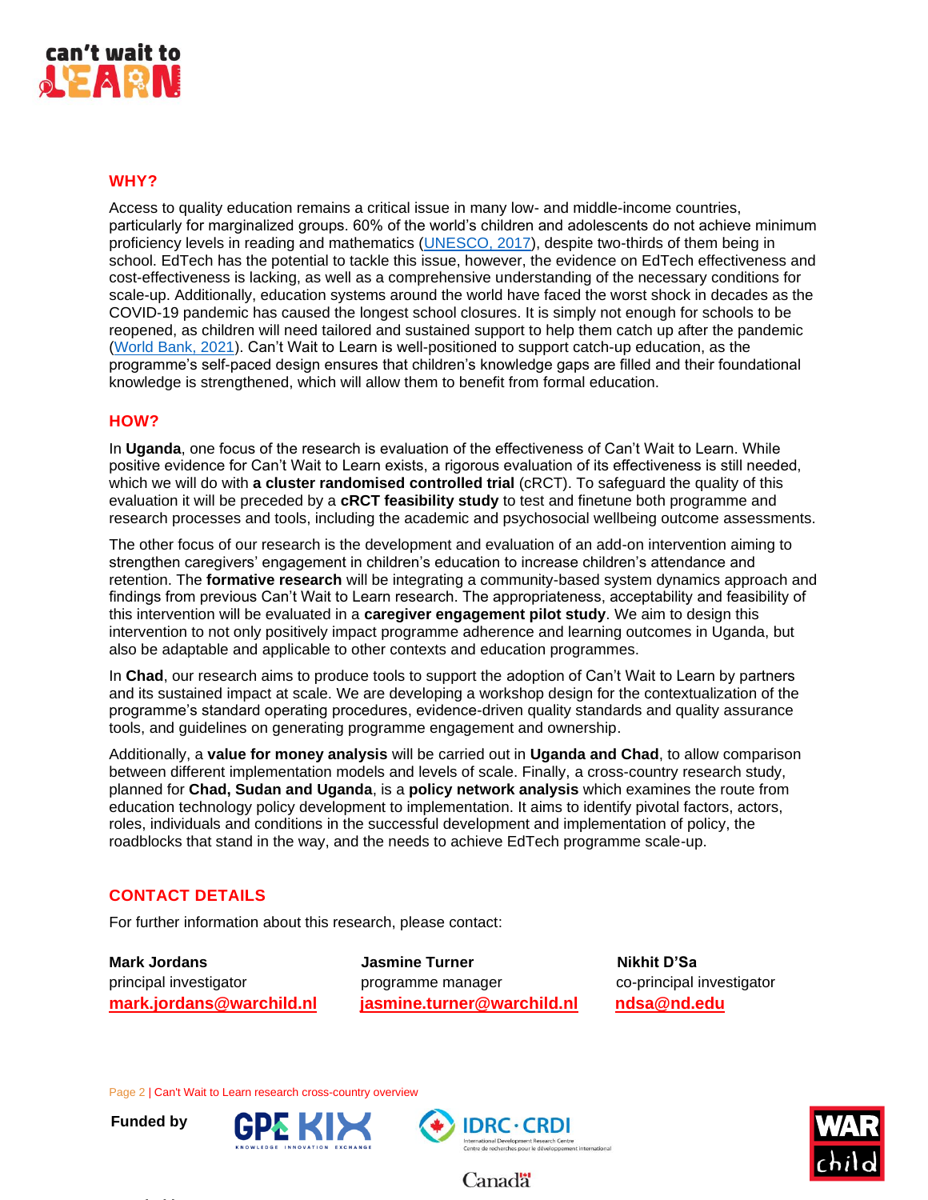## WHY?

Access to quality education remains a critical issue in many low- and middle-income countries, particularly for marginalized groups. 60% of the world's children and adolescents do not achieve minimum proficiency levels in reading and mathematics (UNESCO, 2017), despite two-thirds of them being in school. EdTech has the potential to tackle this issue, however, the evidence on EdTech effectiveness and cost-effectiveness is lacking, as well as a comprehensive understanding of the necessary conditions for scale-up. Additionally, education systems around the world have faced the worst shock in decades as the COVID-19 pandemic has caused the longest school closures. It is simply not enough for schools to be reopened, as children will need tailored and sustained support to help them catch up after the pandemic (World Bank, 2021). Can't Wait to Learn is well-positioned to support catch-up education, as the programme's self-paced design ensures that children's knowledge gaps are filled and their foundational knowledge is strengthened, which will allow them to benefit from formal education.

## HOW?

In **Uganda**, one focus of the research is evaluation of the effectiveness of Can't Wait to Learn. While positive evidence for Can't Wait to Learn exists, a rigorous evaluation of its effectiveness is still needed, which we will do with **a cluster randomised controlled trial** (cRCT). To safeguard the quality of this evaluation it will be preceded by a **cRCT feasibility study** to test and finetune both programme and research processes and tools, including the academic and psychosocial wellbeing outcome assessments.

The other focus of our research is the development and evaluation of an add-on intervention aiming to strengthen caregivers' engagement in children's education to increase children's attendance and retention. The **formative research** will be integrating a community-based system dynamics approach and findings from previous Can't Wait to Learn research. The appropriateness, acceptability and feasibility of this intervention will be evaluated in a **caregiver engagement pilot study**. We aim to design this intervention to not only positively impact programme adherence and learning outcomes in Uganda, but also be adaptable and applicable to other contexts and education programmes.

In **Chad**, our research aims to produce tools to support the adoption of Can't Wait to Learn by partners and its sustained impact at scale. We are developing a workshop design for the contextualization of the programme's standard operating procedures, evidence-driven quality standards and quality assurance tools, and guidelines on generating programme engagement and ownership.

Additionally, a **value for money analysis** will be carried out in **Uganda and Chad**, to allow comparison between different implementation models and levels of scale. Finally, a cross-country research study, planned for **Chad, Sudan and Uganda**, is a **policy network analysis** which examines the route from education technology policy development to implementation. It aims to identify pivotal factors, actors, roles, individuals and conditions in the successful development and implementation of policy, the roadblocks that stand in the way, and the needs to achieve EdTech programme scale-up.

## CONTACT DETAILS

For further information about this research, please contact:

**Mark Jordans**
principal investigator
**mark.jordans@warchild.nl**

**Jasmine Turner**
programme manager
**jasmine.turner@warchild.nl**

**Nikhit D'Sa**
co-principal investigator
**ndsa@nd.edu**

**Funded by**